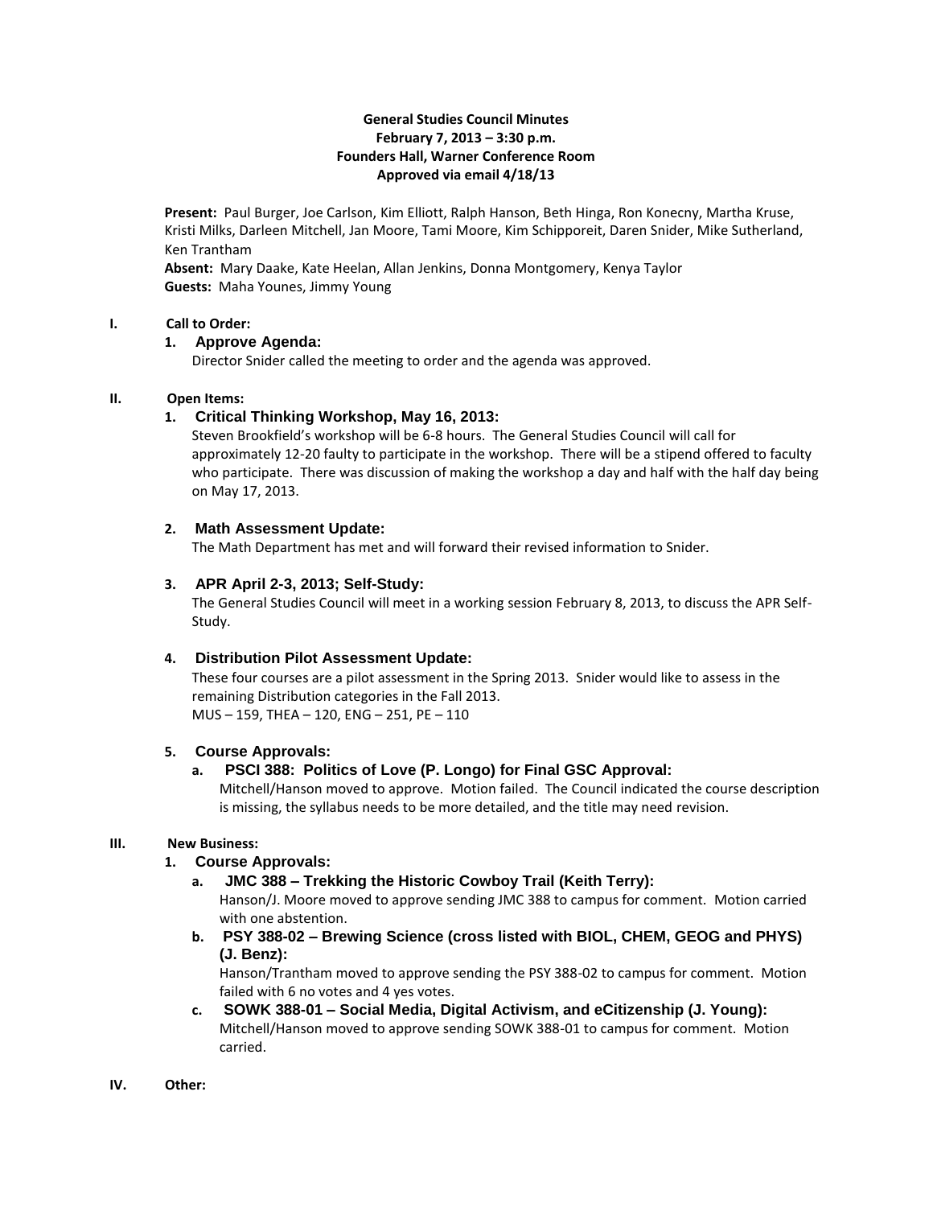# General Studies Council Minutes
**February 7, 2013 – 3:30 p.m.**
**Founders Hall, Warner Conference Room**
**Approved via email 4/18/13**

**Present:** Paul Burger, Joe Carlson, Kim Elliott, Ralph Hanson, Beth Hinga, Ron Konecny, Martha Kruse, Kristi Milks, Darleen Mitchell, Jan Moore, Tami Moore, Kim Schipporeit, Daren Snider, Mike Sutherland, Ken Trantham
**Absent:** Mary Daake, Kate Heelan, Allan Jenkins, Donna Montgomery, Kenya Taylor
**Guests:** Maha Younes, Jimmy Young

## I. Call to Order:

### 1. Approve Agenda:

Director Snider called the meeting to order and the agenda was approved.

## II. Open Items:

### 1. Critical Thinking Workshop, May 16, 2013:

Steven Brookfield's workshop will be 6-8 hours. The General Studies Council will call for approximately 12-20 faulty to participate in the workshop. There will be a stipend offered to faculty who participate. There was discussion of making the workshop a day and half with the half day being on May 17, 2013.

### 2. Math Assessment Update:

The Math Department has met and will forward their revised information to Snider.

### 3. APR April 2-3, 2013; Self-Study:

The General Studies Council will meet in a working session February 8, 2013, to discuss the APR Self-Study.

### 4. Distribution Pilot Assessment Update:

These four courses are a pilot assessment in the Spring 2013. Snider would like to assess in the remaining Distribution categories in the Fall 2013.
MUS – 159, THEA – 120, ENG – 251, PE – 110

### 5. Course Approvals:

#### a. PSCI 388: Politics of Love (P. Longo) for Final GSC Approval:

Mitchell/Hanson moved to approve. Motion failed. The Council indicated the course description is missing, the syllabus needs to be more detailed, and the title may need revision.

## III. New Business:

### 1. Course Approvals:

#### a. JMC 388 – Trekking the Historic Cowboy Trail (Keith Terry):

Hanson/J. Moore moved to approve sending JMC 388 to campus for comment. Motion carried with one abstention.

#### b. PSY 388-02 – Brewing Science (cross listed with BIOL, CHEM, GEOG and PHYS) (J. Benz):

Hanson/Trantham moved to approve sending the PSY 388-02 to campus for comment. Motion failed with 6 no votes and 4 yes votes.

#### c. SOWK 388-01 – Social Media, Digital Activism, and eCitizenship (J. Young):

Mitchell/Hanson moved to approve sending SOWK 388-01 to campus for comment. Motion carried.

## IV. Other: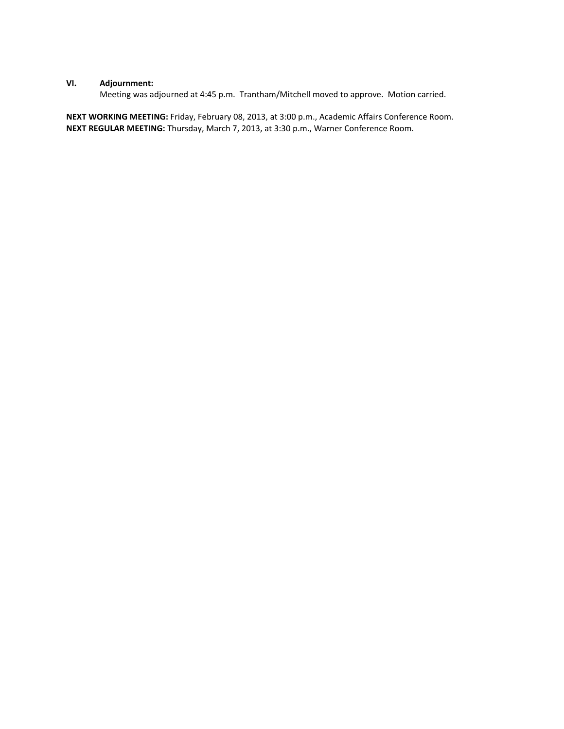**VI. Adjournment:**

Meeting was adjourned at 4:45 p.m. Trantham/Mitchell moved to approve. Motion carried.

**NEXT WORKING MEETING:** Friday, February 08, 2013, at 3:00 p.m., Academic Affairs Conference Room.
**NEXT REGULAR MEETING:** Thursday, March 7, 2013, at 3:30 p.m., Warner Conference Room.